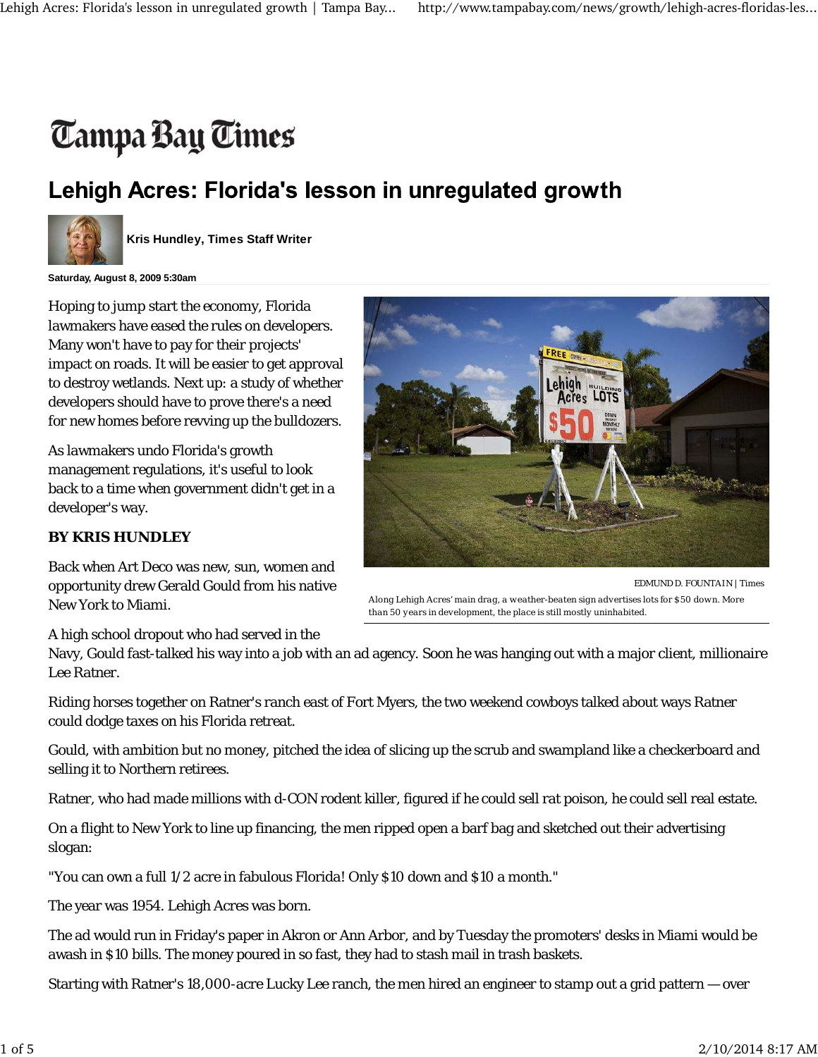# Tampa Bay Times

# Lehigh Acres: Florida's lesson in unregulated growth

**Kris Hundley, Times Staff Writer**

**Saturday, August 8, 2009 5:30am**

Hoping to jump start the economy, Florida lawmakers have eased the rules on developers. Many won't have to pay for their projects' impact on roads. It will be easier to get approval to destroy wetlands. Next up: a study of whether developers should have to prove there's a need for new homes before revving up the bulldozers.

As lawmakers undo Florida's growth management regulations, it's useful to look back to a time when government didn't get in a developer's way.

**BY KRIS HUNDLEY**

EDMUND D. FOUNTAIN | Times

Along Lehigh Acres' main drag, a weather-beaten sign advertises lots for $50 down. More than 50 years in development, the place is still mostly uninhabited.

Back when Art Deco was new, sun, women and opportunity drew Gerald Gould from his native New York to Miami.

A high school dropout who had served in the Navy, Gould fast-talked his way into a job with an ad agency. Soon he was hanging out with a major client, millionaire Lee Ratner.

Riding horses together on Ratner's ranch east of Fort Myers, the two weekend cowboys talked about ways Ratner could dodge taxes on his Florida retreat.

Gould, with ambition but no money, pitched the idea of slicing up the scrub and swampland like a checkerboard and selling it to Northern retirees.

Ratner, who had made millions with d-CON rodent killer, figured if he could sell rat poison, he could sell real estate.

On a flight to New York to line up financing, the men ripped open a barf bag and sketched out their advertising slogan:

"You can own a full 1/2 acre in fabulous Florida! Only $10 down and $10 a month."

The year was 1954. Lehigh Acres was born.

The ad would run in Friday's paper in Akron or Ann Arbor, and by Tuesday the promoters' desks in Miami would be awash in $10 bills. The money poured in so fast, they had to stash mail in trash baskets.

Starting with Ratner's 18,000-acre Lucky Lee ranch, the men hired an engineer to stamp out a grid pattern — over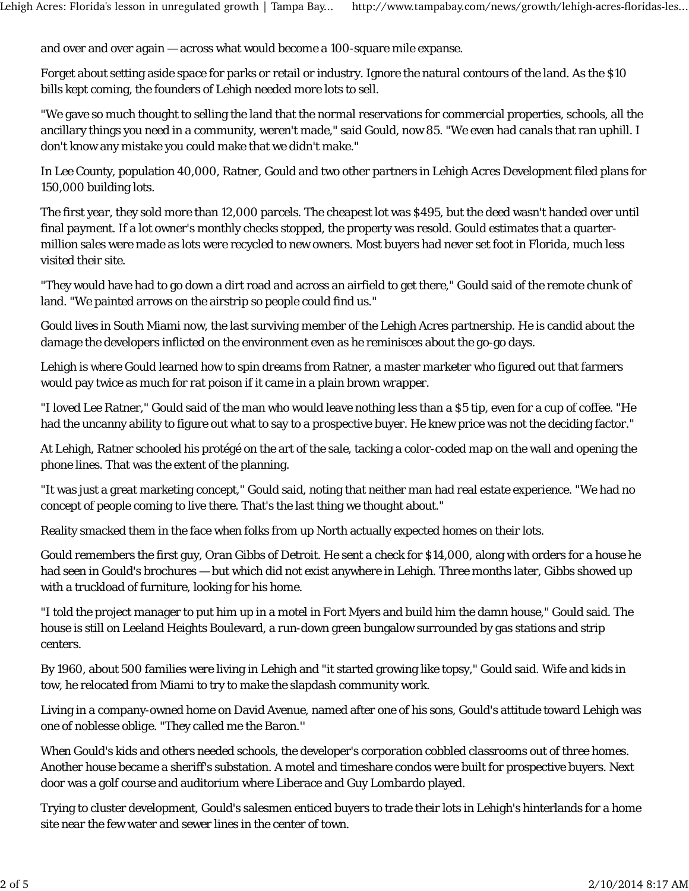and over and over again — across what would become a 100-square mile expanse.

Forget about setting aside space for parks or retail or industry. Ignore the natural contours of the land. As the $10 bills kept coming, the founders of Lehigh needed more lots to sell.

"We gave so much thought to selling the land that the normal reservations for commercial properties, schools, all the ancillary things you need in a community, weren't made," said Gould, now 85. "We even had canals that ran uphill. I don't know any mistake you could make that we didn't make."

In Lee County, population 40,000, Ratner, Gould and two other partners in Lehigh Acres Development filed plans for 150,000 building lots.

The first year, they sold more than 12,000 parcels. The cheapest lot was $495, but the deed wasn't handed over until final payment. If a lot owner's monthly checks stopped, the property was resold. Gould estimates that a quarter-million sales were made as lots were recycled to new owners. Most buyers had never set foot in Florida, much less visited their site.

"They would have had to go down a dirt road and across an airfield to get there," Gould said of the remote chunk of land. "We painted arrows on the airstrip so people could find us."

Gould lives in South Miami now, the last surviving member of the Lehigh Acres partnership. He is candid about the damage the developers inflicted on the environment even as he reminisces about the go-go days.

Lehigh is where Gould learned how to spin dreams from Ratner, a master marketer who figured out that farmers would pay twice as much for rat poison if it came in a plain brown wrapper.

"I loved Lee Ratner," Gould said of the man who would leave nothing less than a $5 tip, even for a cup of coffee. "He had the uncanny ability to figure out what to say to a prospective buyer. He knew price was not the deciding factor."

At Lehigh, Ratner schooled his protégé on the art of the sale, tacking a color-coded map on the wall and opening the phone lines. That was the extent of the planning.

"It was just a great marketing concept," Gould said, noting that neither man had real estate experience. "We had no concept of people coming to live there. That's the last thing we thought about."

Reality smacked them in the face when folks from up North actually expected homes on their lots.

Gould remembers the first guy, Oran Gibbs of Detroit. He sent a check for $14,000, along with orders for a house he had seen in Gould's brochures — but which did not exist anywhere in Lehigh. Three months later, Gibbs showed up with a truckload of furniture, looking for his home.

"I told the project manager to put him up in a motel in Fort Myers and build him the damn house," Gould said. The house is still on Leeland Heights Boulevard, a run-down green bungalow surrounded by gas stations and strip centers.

By 1960, about 500 families were living in Lehigh and "it started growing like topsy," Gould said. Wife and kids in tow, he relocated from Miami to try to make the slapdash community work.

Living in a company-owned home on David Avenue, named after one of his sons, Gould's attitude toward Lehigh was one of noblesse oblige. "They called me the Baron.''

When Gould's kids and others needed schools, the developer's corporation cobbled classrooms out of three homes. Another house became a sheriff's substation. A motel and timeshare condos were built for prospective buyers. Next door was a golf course and auditorium where Liberace and Guy Lombardo played.

Trying to cluster development, Gould's salesmen enticed buyers to trade their lots in Lehigh's hinterlands for a home site near the few water and sewer lines in the center of town.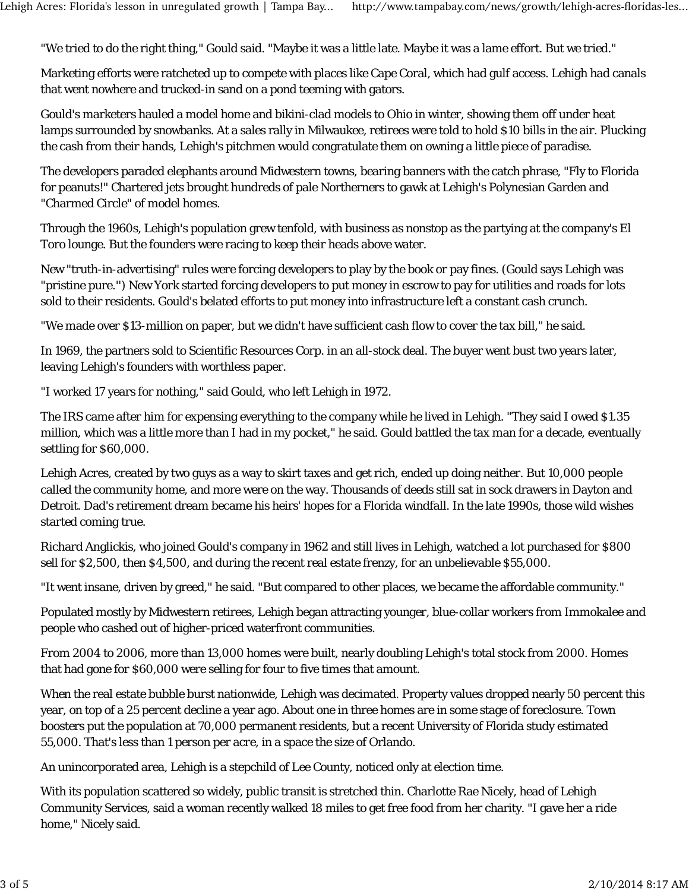"We tried to do the right thing," Gould said. "Maybe it was a little late. Maybe it was a lame effort. But we tried."

Marketing efforts were ratcheted up to compete with places like Cape Coral, which had gulf access. Lehigh had canals that went nowhere and trucked-in sand on a pond teeming with gators.

Gould's marketers hauled a model home and bikini-clad models to Ohio in winter, showing them off under heat lamps surrounded by snowbanks. At a sales rally in Milwaukee, retirees were told to hold $10 bills in the air. Plucking the cash from their hands, Lehigh's pitchmen would congratulate them on owning a little piece of paradise.

The developers paraded elephants around Midwestern towns, bearing banners with the catch phrase, "Fly to Florida for peanuts!" Chartered jets brought hundreds of pale Northerners to gawk at Lehigh's Polynesian Garden and "Charmed Circle" of model homes.

Through the 1960s, Lehigh's population grew tenfold, with business as nonstop as the partying at the company's El Toro lounge. But the founders were racing to keep their heads above water.

New "truth-in-advertising" rules were forcing developers to play by the book or pay fines. (Gould says Lehigh was "pristine pure.'') New York started forcing developers to put money in escrow to pay for utilities and roads for lots sold to their residents. Gould's belated efforts to put money into infrastructure left a constant cash crunch.

"We made over $13-million on paper, but we didn't have sufficient cash flow to cover the tax bill," he said.

In 1969, the partners sold to Scientific Resources Corp. in an all-stock deal. The buyer went bust two years later, leaving Lehigh's founders with worthless paper.

"I worked 17 years for nothing," said Gould, who left Lehigh in 1972.

The IRS came after him for expensing everything to the company while he lived in Lehigh. "They said I owed $1.35 million, which was a little more than I had in my pocket," he said. Gould battled the tax man for a decade, eventually settling for $60,000.

Lehigh Acres, created by two guys as a way to skirt taxes and get rich, ended up doing neither. But 10,000 people called the community home, and more were on the way. Thousands of deeds still sat in sock drawers in Dayton and Detroit. Dad's retirement dream became his heirs' hopes for a Florida windfall. In the late 1990s, those wild wishes started coming true.

Richard Anglickis, who joined Gould's company in 1962 and still lives in Lehigh, watched a lot purchased for $800 sell for $2,500, then $4,500, and during the recent real estate frenzy, for an unbelievable $55,000.

"It went insane, driven by greed," he said. "But compared to other places, we became the affordable community."

Populated mostly by Midwestern retirees, Lehigh began attracting younger, blue-collar workers from Immokalee and people who cashed out of higher-priced waterfront communities.

From 2004 to 2006, more than 13,000 homes were built, nearly doubling Lehigh's total stock from 2000. Homes that had gone for $60,000 were selling for four to five times that amount.

When the real estate bubble burst nationwide, Lehigh was decimated. Property values dropped nearly 50 percent this year, on top of a 25 percent decline a year ago. About one in three homes are in some stage of foreclosure. Town boosters put the population at 70,000 permanent residents, but a recent University of Florida study estimated 55,000. That's less than 1 person per acre, in a space the size of Orlando.

An unincorporated area, Lehigh is a stepchild of Lee County, noticed only at election time.

With its population scattered so widely, public transit is stretched thin. Charlotte Rae Nicely, head of Lehigh Community Services, said a woman recently walked 18 miles to get free food from her charity. "I gave her a ride home," Nicely said.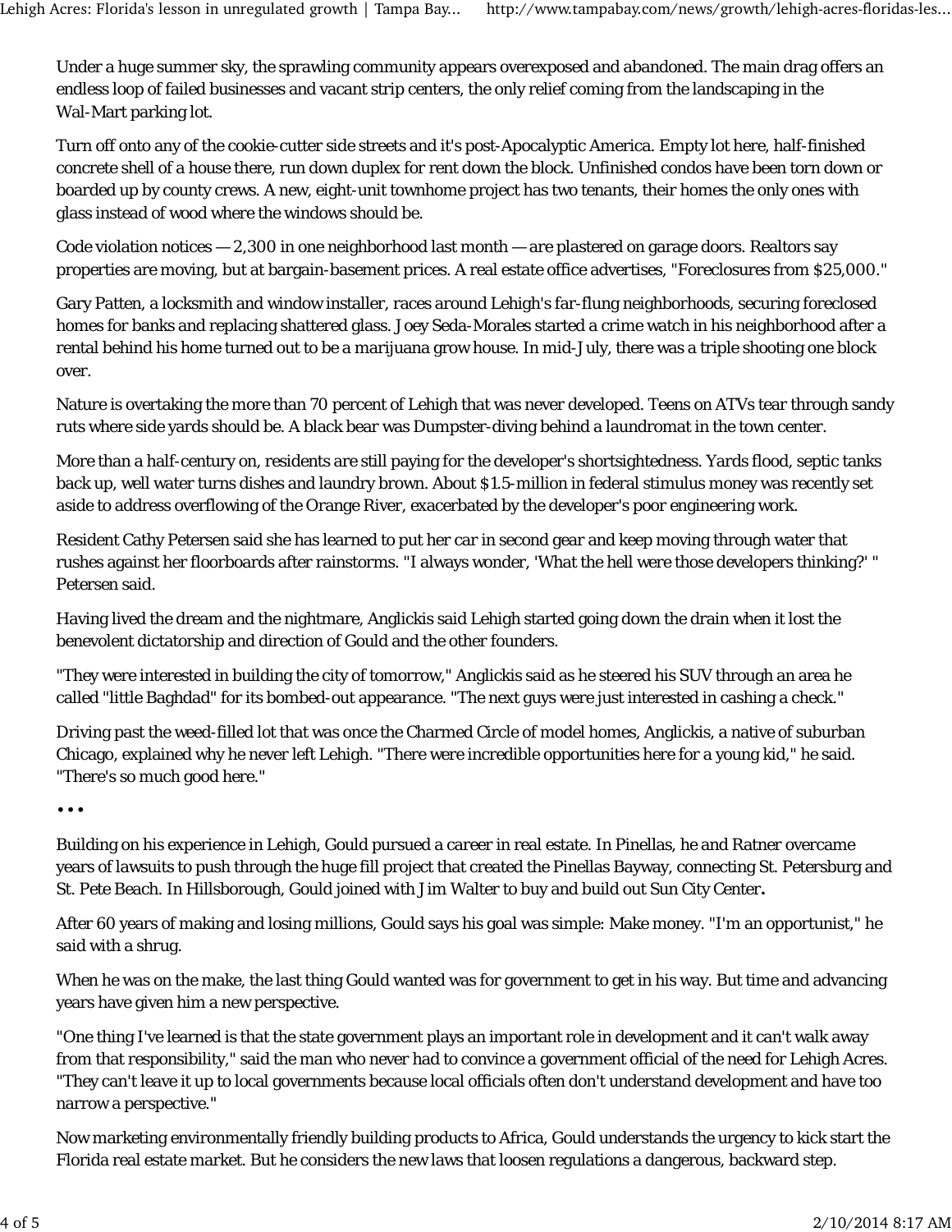Under a huge summer sky, the sprawling community appears overexposed and abandoned. The main drag offers an endless loop of failed businesses and vacant strip centers, the only relief coming from the landscaping in the Wal-Mart parking lot.

Turn off onto any of the cookie-cutter side streets and it's post-Apocalyptic America. Empty lot here, half-finished concrete shell of a house there, run down duplex for rent down the block. Unfinished condos have been torn down or boarded up by county crews. A new, eight-unit townhome project has two tenants, their homes the only ones with glass instead of wood where the windows should be.

Code violation notices — 2,300 in one neighborhood last month — are plastered on garage doors. Realtors say properties are moving, but at bargain-basement prices. A real estate office advertises, "Foreclosures from $25,000."

Gary Patten, a locksmith and window installer, races around Lehigh's far-flung neighborhoods, securing foreclosed homes for banks and replacing shattered glass. Joey Seda-Morales started a crime watch in his neighborhood after a rental behind his home turned out to be a marijuana grow house. In mid-July, there was a triple shooting one block over.

Nature is overtaking the more than 70 percent of Lehigh that was never developed. Teens on ATVs tear through sandy ruts where side yards should be. A black bear was Dumpster-diving behind a laundromat in the town center.

More than a half-century on, residents are still paying for the developer's shortsightedness. Yards flood, septic tanks back up, well water turns dishes and laundry brown. About $1.5-million in federal stimulus money was recently set aside to address overflowing of the Orange River, exacerbated by the developer's poor engineering work.

Resident Cathy Petersen said she has learned to put her car in second gear and keep moving through water that rushes against her floorboards after rainstorms. "I always wonder, 'What the hell were those developers thinking?' " Petersen said.

Having lived the dream and the nightmare, Anglickis said Lehigh started going down the drain when it lost the benevolent dictatorship and direction of Gould and the other founders.

"They were interested in building the city of tomorrow," Anglickis said as he steered his SUV through an area he called "little Baghdad" for its bombed-out appearance. "The next guys were just interested in cashing a check."

Driving past the weed-filled lot that was once the Charmed Circle of model homes, Anglickis, a native of suburban Chicago, explained why he never left Lehigh. "There were incredible opportunities here for a young kid," he said. "There's so much good here."

• • •

Building on his experience in Lehigh, Gould pursued a career in real estate. In Pinellas, he and Ratner overcame years of lawsuits to push through the huge fill project that created the Pinellas Bayway, connecting St. Petersburg and St. Pete Beach. In Hillsborough, Gould joined with Jim Walter to buy and build out Sun City Center.

After 60 years of making and losing millions, Gould says his goal was simple: Make money. "I'm an opportunist," he said with a shrug.

When he was on the make, the last thing Gould wanted was for government to get in his way. But time and advancing years have given him a new perspective.

"One thing I've learned is that the state government plays an important role in development and it can't walk away from that responsibility," said the man who never had to convince a government official of the need for Lehigh Acres. "They can't leave it up to local governments because local officials often don't understand development and have too narrow a perspective."

Now marketing environmentally friendly building products to Africa, Gould understands the urgency to kick start the Florida real estate market. But he considers the new laws that loosen regulations a dangerous, backward step.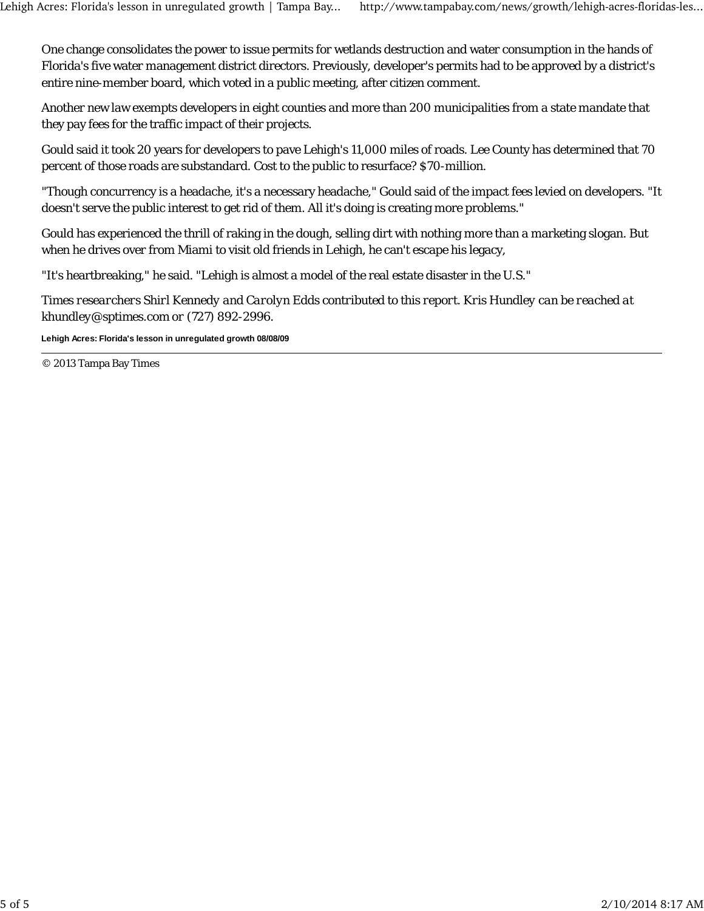One change consolidates the power to issue permits for wetlands destruction and water consumption in the hands of Florida's five water management district directors. Previously, developer's permits had to be approved by a district's entire nine-member board, which voted in a public meeting, after citizen comment.

Another new law exempts developers in eight counties and more than 200 municipalities from a state mandate that they pay fees for the traffic impact of their projects.

Gould said it took 20 years for developers to pave Lehigh's 11,000 miles of roads. Lee County has determined that 70 percent of those roads are substandard. Cost to the public to resurface? $70-million.

"Though concurrency is a headache, it's a necessary headache," Gould said of the impact fees levied on developers. "It doesn't serve the public interest to get rid of them. All it's doing is creating more problems."

Gould has experienced the thrill of raking in the dough, selling dirt with nothing more than a marketing slogan. But when he drives over from Miami to visit old friends in Lehigh, he can't escape his legacy,

"It's heartbreaking," he said. "Lehigh is almost a model of the real estate disaster in the U.S."

*Times researchers Shirl Kennedy and Carolyn Edds contributed to this report. Kris Hundley can be reached at* khundley@sptimes.com or (727) 892-2996.

**Lehigh Acres: Florida's lesson in unregulated growth 08/08/09**

---

© 2013 Tampa Bay Times